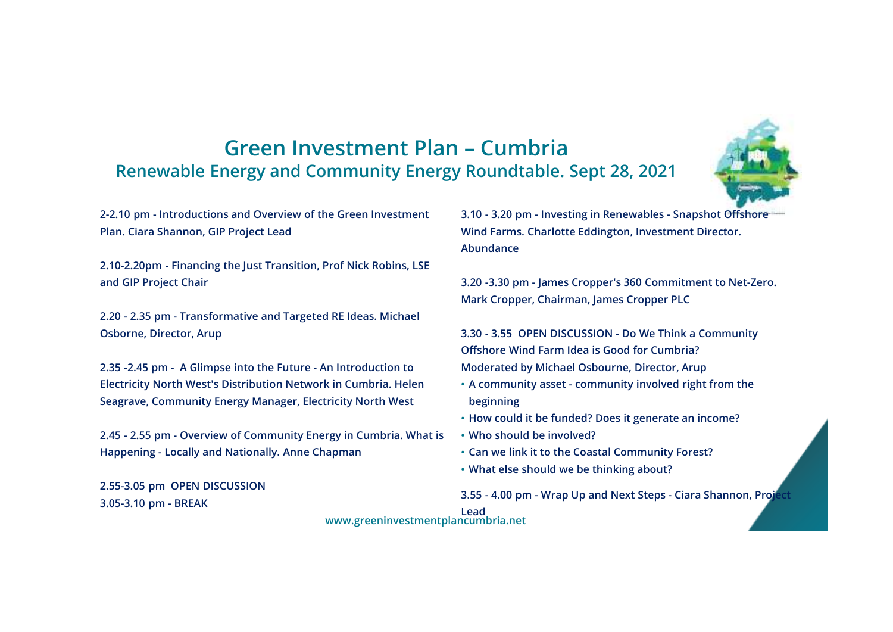# Green Investment Plan – Cumbria

## Renewable Energy and Community Energy Roundtable. Sept 28, 2021

**2-2.10 pm - Introductions and Overview of the Green Investment Plan. Ciara Shannon, GIP Project Lead**

**2.10-2.20pm - Financing the Just Transition, Prof Nick Robins, LSE and GIP Project Chair**

**2.20 - 2.35 pm - Transformative and Targeted RE Ideas. Michael Osborne, Director, Arup**

**2.35 -2.45 pm - A Glimpse into the Future - An Introduction to Electricity North West's Distribution Network in Cumbria. Helen Seagrave, Community Energy Manager, Electricity North West**

**2.45 - 2.55 pm - Overview of Community Energy in Cumbria. What is Happening - Locally and Nationally. Anne Chapman**

**2.55-3.05 pm OPEN DISCUSSION**
**3.05-3.10 pm - BREAK**

**3.10 - 3.20 pm - Investing in Renewables - Snapshot Offshore Wind Farms. Charlotte Eddington, Investment Director. Abundance**

**3.20 -3.30 pm - James Cropper's 360 Commitment to Net-Zero. Mark Cropper, Chairman, James Cropper PLC**

**3.30 - 3.55 OPEN DISCUSSION - Do We Think a Community Offshore Wind Farm Idea is Good for Cumbria?**
**Moderated by Michael Osbourne, Director, Arup**

- **A community asset - community involved right from the beginning**
- **How could it be funded? Does it generate an income?**
- **Who should be involved?**
- **Can we link it to the Coastal Community Forest?**
- **What else should we be thinking about?**

**3.55 - 4.00 pm - Wrap Up and Next Steps - Ciara Shannon, Project Lead**

www.greeninvestmentplancumbria.net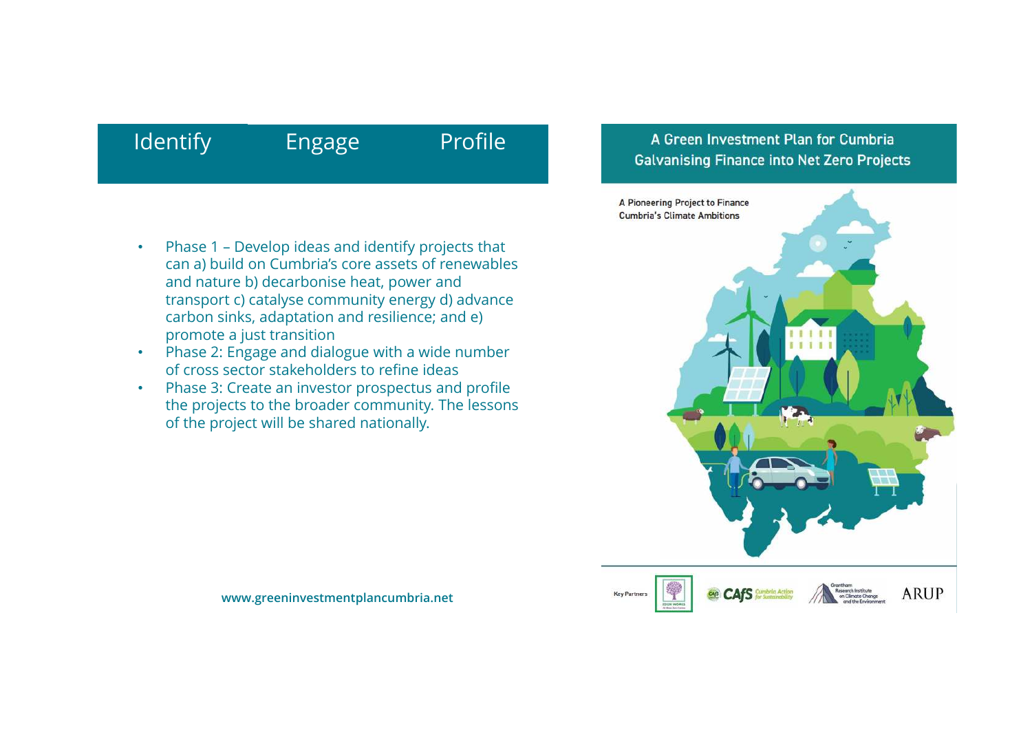Identify Engage Profile

- Phase 1 – Develop ideas and identify projects that can a) build on Cumbria's core assets of renewables and nature b) decarbonise heat, power and transport c) catalyse community energy d) advance carbon sinks, adaptation and resilience; and e) promote a just transition
- Phase 2: Engage and dialogue with a wide number of cross sector stakeholders to refine ideas
- Phase 3: Create an investor prospectus and profile the projects to the broader community. The lessons of the project will be shared nationally.

www.greeninvestmentplancumbria.net

A Green Investment Plan for Cumbria
Galvanising Finance into Net Zero Projects

A Pioneering Project to Finance Cumbria's Climate Ambitions

Key Partners

CAfS Cumbria Action for Sustainability

Grantham Research Institute on Climate Change and the Environment

ARUP